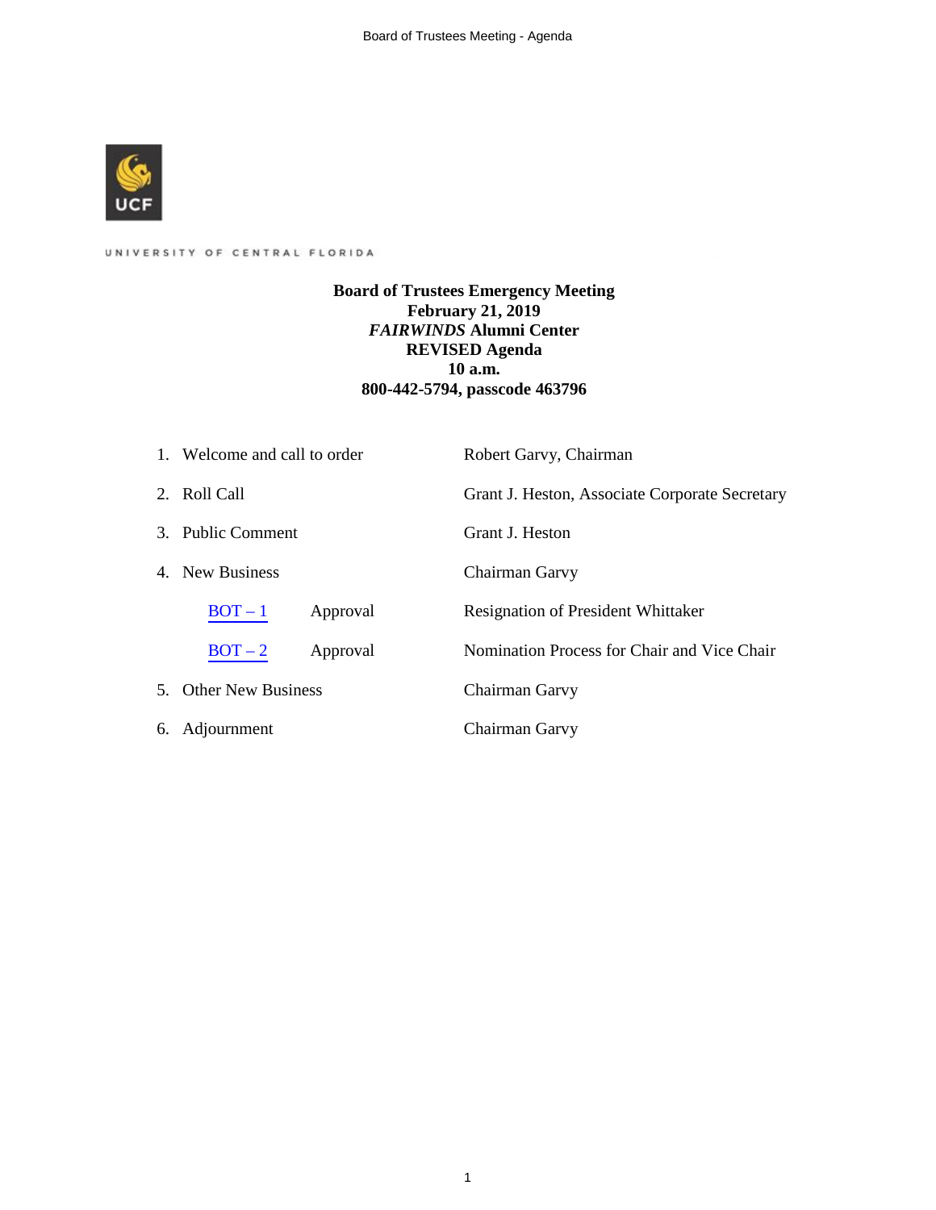UNIVERSITY OF CENTRAL FLORIDA

**Board of Trustees Emergency Meeting**
**February 21, 2019**
***FAIRWINDS* Alumni Center**
**REVISED Agenda**
**10 a.m.**
**800-442-5794, passcode 463796**

1. Welcome and call to order — Robert Garvy, Chairman
2. Roll Call — Grant J. Heston, Associate Corporate Secretary
3. Public Comment — Grant J. Heston
4. New Business — Chairman Garvy

| | | |
|---|---|---|
| BOT – 1 | Approval | Resignation of President Whittaker |
| BOT – 2 | Approval | Nomination Process for Chair and Vice Chair |

5. Other New Business — Chairman Garvy
6. Adjournment — Chairman Garvy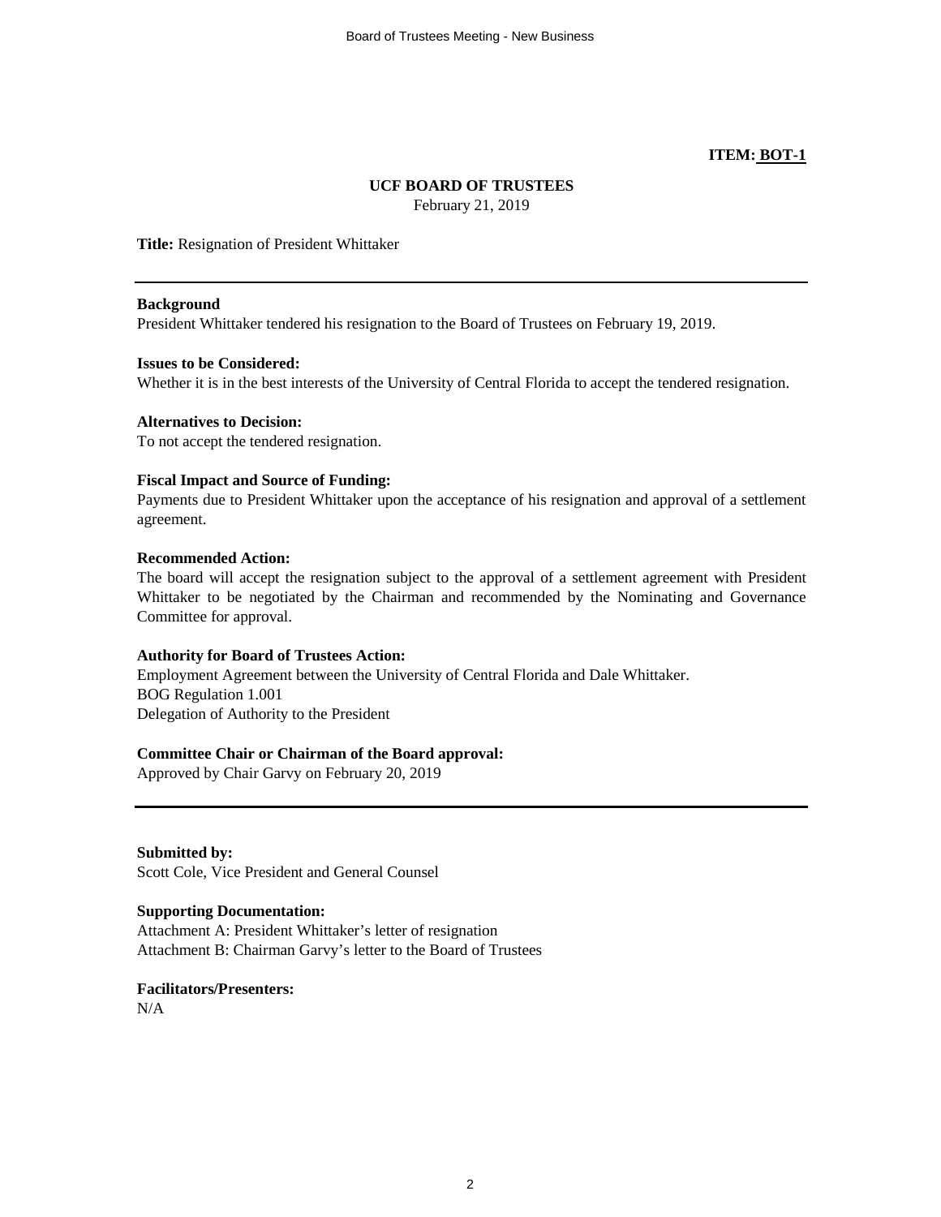**ITEM: BOT-1**

**UCF BOARD OF TRUSTEES**
February 21, 2019

**Title:** Resignation of President Whittaker

---

**Background**
President Whittaker tendered his resignation to the Board of Trustees on February 19, 2019.

**Issues to be Considered:**
Whether it is in the best interests of the University of Central Florida to accept the tendered resignation.

**Alternatives to Decision:**
To not accept the tendered resignation.

**Fiscal Impact and Source of Funding:**
Payments due to President Whittaker upon the acceptance of his resignation and approval of a settlement agreement.

**Recommended Action:**
The board will accept the resignation subject to the approval of a settlement agreement with President Whittaker to be negotiated by the Chairman and recommended by the Nominating and Governance Committee for approval.

**Authority for Board of Trustees Action:**
Employment Agreement between the University of Central Florida and Dale Whittaker.
BOG Regulation 1.001
Delegation of Authority to the President

**Committee Chair or Chairman of the Board approval:**
Approved by Chair Garvy on February 20, 2019

---

**Submitted by:**
Scott Cole, Vice President and General Counsel

**Supporting Documentation:**
Attachment A: President Whittaker's letter of resignation
Attachment B: Chairman Garvy's letter to the Board of Trustees

**Facilitators/Presenters:**
N/A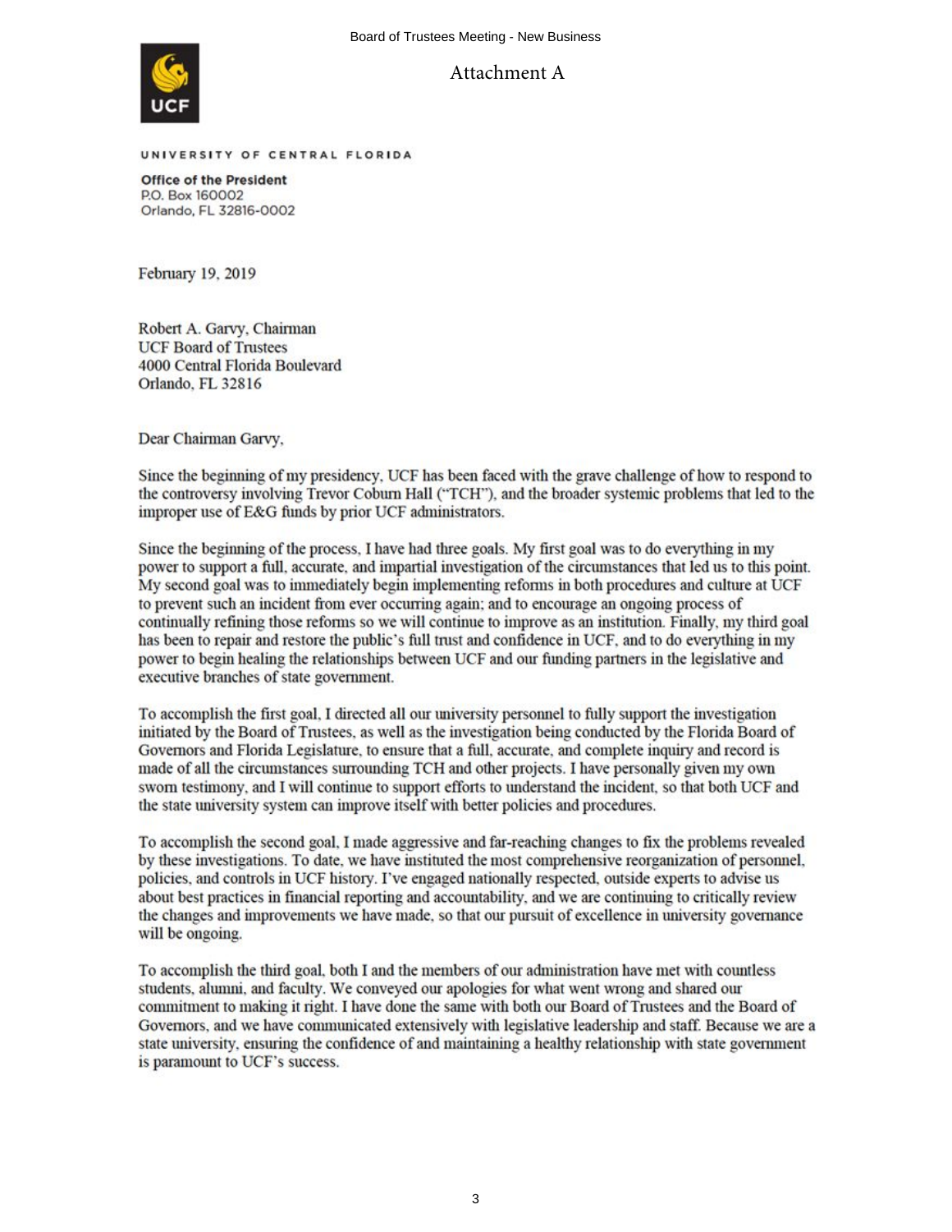Attachment A

UNIVERSITY OF CENTRAL FLORIDA

**Office of the President**
P.O. Box 160002
Orlando, FL 32816-0002

February 19, 2019

Robert A. Garvy, Chairman
UCF Board of Trustees
4000 Central Florida Boulevard
Orlando, FL 32816

Dear Chairman Garvy,

Since the beginning of my presidency, UCF has been faced with the grave challenge of how to respond to the controversy involving Trevor Coburn Hall ("TCH"), and the broader systemic problems that led to the improper use of E&G funds by prior UCF administrators.

Since the beginning of the process, I have had three goals. My first goal was to do everything in my power to support a full, accurate, and impartial investigation of the circumstances that led us to this point. My second goal was to immediately begin implementing reforms in both procedures and culture at UCF to prevent such an incident from ever occurring again; and to encourage an ongoing process of continually refining those reforms so we will continue to improve as an institution. Finally, my third goal has been to repair and restore the public's full trust and confidence in UCF, and to do everything in my power to begin healing the relationships between UCF and our funding partners in the legislative and executive branches of state government.

To accomplish the first goal, I directed all our university personnel to fully support the investigation initiated by the Board of Trustees, as well as the investigation being conducted by the Florida Board of Governors and Florida Legislature, to ensure that a full, accurate, and complete inquiry and record is made of all the circumstances surrounding TCH and other projects. I have personally given my own sworn testimony, and I will continue to support efforts to understand the incident, so that both UCF and the state university system can improve itself with better policies and procedures.

To accomplish the second goal, I made aggressive and far-reaching changes to fix the problems revealed by these investigations. To date, we have instituted the most comprehensive reorganization of personnel, policies, and controls in UCF history. I've engaged nationally respected, outside experts to advise us about best practices in financial reporting and accountability, and we are continuing to critically review the changes and improvements we have made, so that our pursuit of excellence in university governance will be ongoing.

To accomplish the third goal, both I and the members of our administration have met with countless students, alumni, and faculty. We conveyed our apologies for what went wrong and shared our commitment to making it right. I have done the same with both our Board of Trustees and the Board of Governors, and we have communicated extensively with legislative leadership and staff. Because we are a state university, ensuring the confidence of and maintaining a healthy relationship with state government is paramount to UCF's success.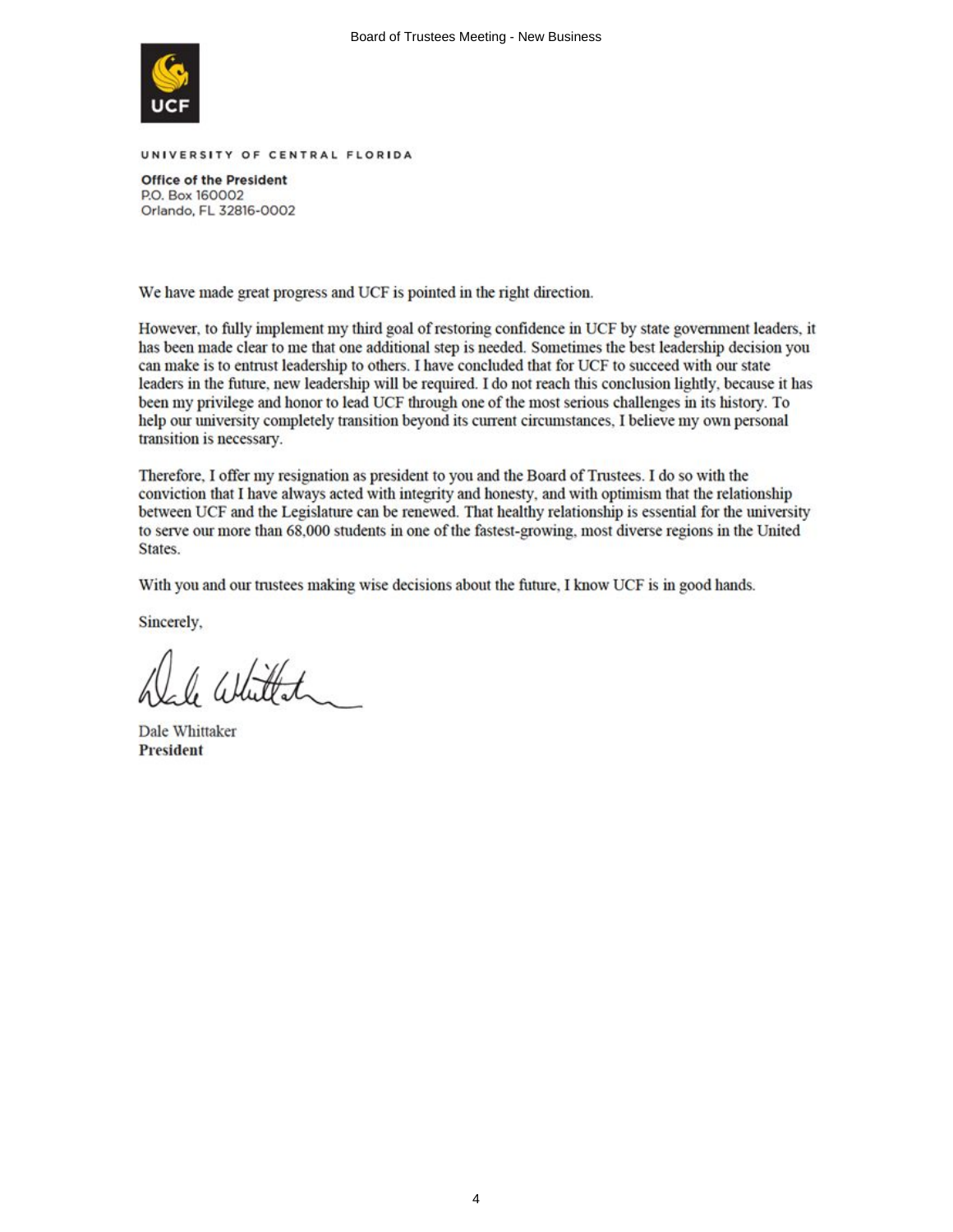UNIVERSITY OF CENTRAL FLORIDA

**Office of the President**
P.O. Box 160002
Orlando, FL 32816-0002

We have made great progress and UCF is pointed in the right direction.

However, to fully implement my third goal of restoring confidence in UCF by state government leaders, it has been made clear to me that one additional step is needed. Sometimes the best leadership decision you can make is to entrust leadership to others. I have concluded that for UCF to succeed with our state leaders in the future, new leadership will be required. I do not reach this conclusion lightly, because it has been my privilege and honor to lead UCF through one of the most serious challenges in its history. To help our university completely transition beyond its current circumstances, I believe my own personal transition is necessary.

Therefore, I offer my resignation as president to you and the Board of Trustees. I do so with the conviction that I have always acted with integrity and honesty, and with optimism that the relationship between UCF and the Legislature can be renewed. That healthy relationship is essential for the university to serve our more than 68,000 students in one of the fastest-growing, most diverse regions in the United States.

With you and our trustees making wise decisions about the future, I know UCF is in good hands.

Sincerely,

Dale Whittaker
**President**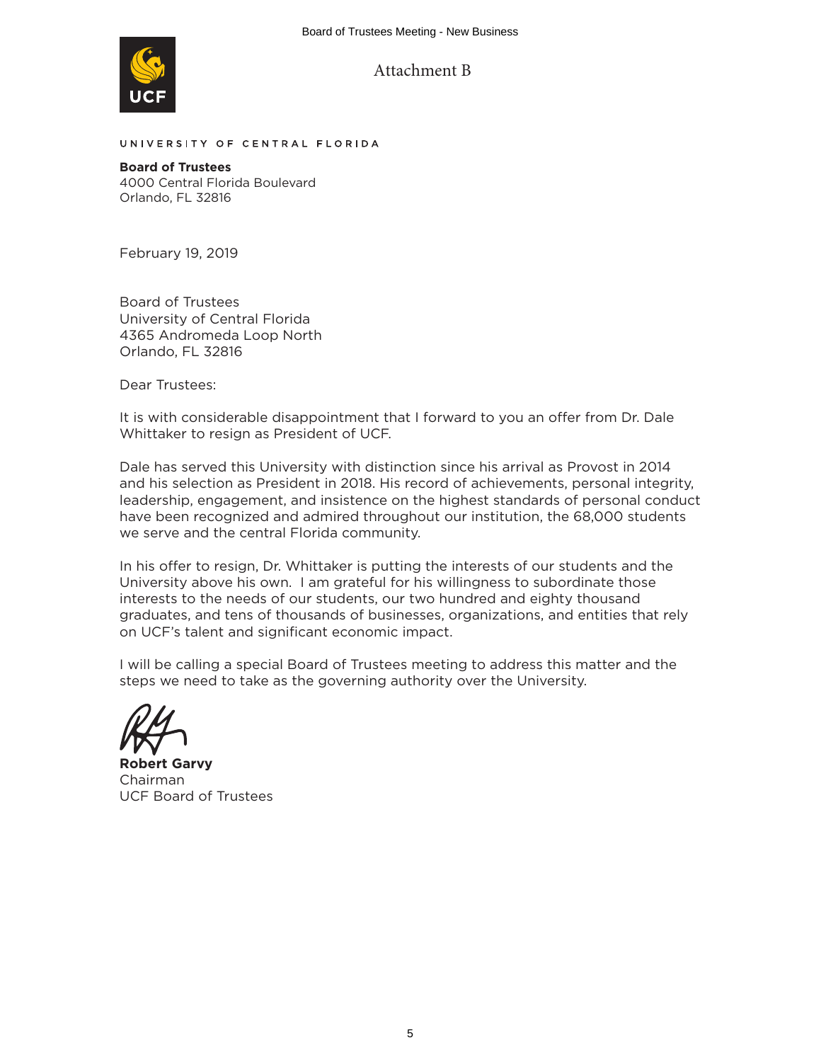Attachment B

UNIVERSITY OF CENTRAL FLORIDA

**Board of Trustees**
4000 Central Florida Boulevard
Orlando, FL 32816

February 19, 2019

Board of Trustees
University of Central Florida
4365 Andromeda Loop North
Orlando, FL 32816

Dear Trustees:

It is with considerable disappointment that I forward to you an offer from Dr. Dale Whittaker to resign as President of UCF.

Dale has served this University with distinction since his arrival as Provost in 2014 and his selection as President in 2018. His record of achievements, personal integrity, leadership, engagement, and insistence on the highest standards of personal conduct have been recognized and admired throughout our institution, the 68,000 students we serve and the central Florida community.

In his offer to resign, Dr. Whittaker is putting the interests of our students and the University above his own. I am grateful for his willingness to subordinate those interests to the needs of our students, our two hundred and eighty thousand graduates, and tens of thousands of businesses, organizations, and entities that rely on UCF's talent and significant economic impact.

I will be calling a special Board of Trustees meeting to address this matter and the steps we need to take as the governing authority over the University.

**Robert Garvy**
Chairman
UCF Board of Trustees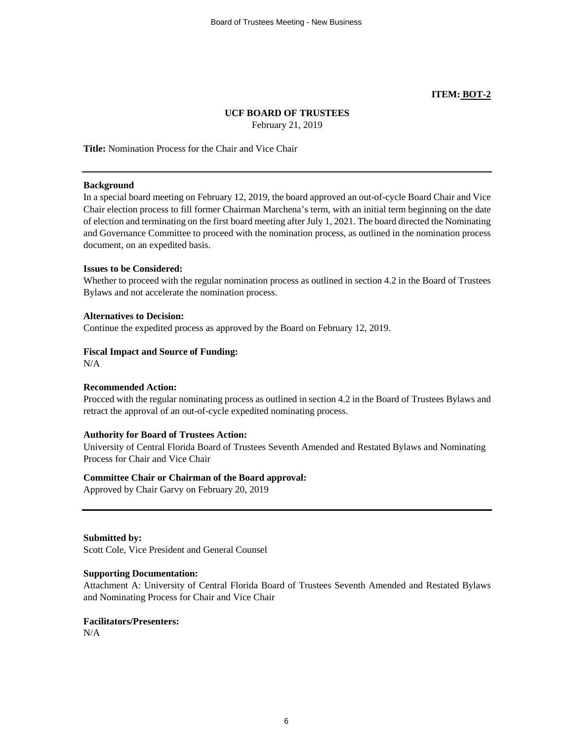**ITEM: BOT-2**

**UCF BOARD OF TRUSTEES**
February 21, 2019

**Title:** Nomination Process for the Chair and Vice Chair

---

**Background**
In a special board meeting on February 12, 2019, the board approved an out-of-cycle Board Chair and Vice Chair election process to fill former Chairman Marchena's term, with an initial term beginning on the date of election and terminating on the first board meeting after July 1, 2021. The board directed the Nominating and Governance Committee to proceed with the nomination process, as outlined in the nomination process document, on an expedited basis.

**Issues to be Considered:**
Whether to proceed with the regular nomination process as outlined in section 4.2 in the Board of Trustees Bylaws and not accelerate the nomination process.

**Alternatives to Decision:**
Continue the expedited process as approved by the Board on February 12, 2019.

**Fiscal Impact and Source of Funding:**
N/A

**Recommended Action:**
Procced with the regular nominating process as outlined in section 4.2 in the Board of Trustees Bylaws and retract the approval of an out-of-cycle expedited nominating process.

**Authority for Board of Trustees Action:**
University of Central Florida Board of Trustees Seventh Amended and Restated Bylaws and Nominating Process for Chair and Vice Chair

**Committee Chair or Chairman of the Board approval:**
Approved by Chair Garvy on February 20, 2019

---

**Submitted by:**
Scott Cole, Vice President and General Counsel

**Supporting Documentation:**
Attachment A: University of Central Florida Board of Trustees Seventh Amended and Restated Bylaws and Nominating Process for Chair and Vice Chair

**Facilitators/Presenters:**
N/A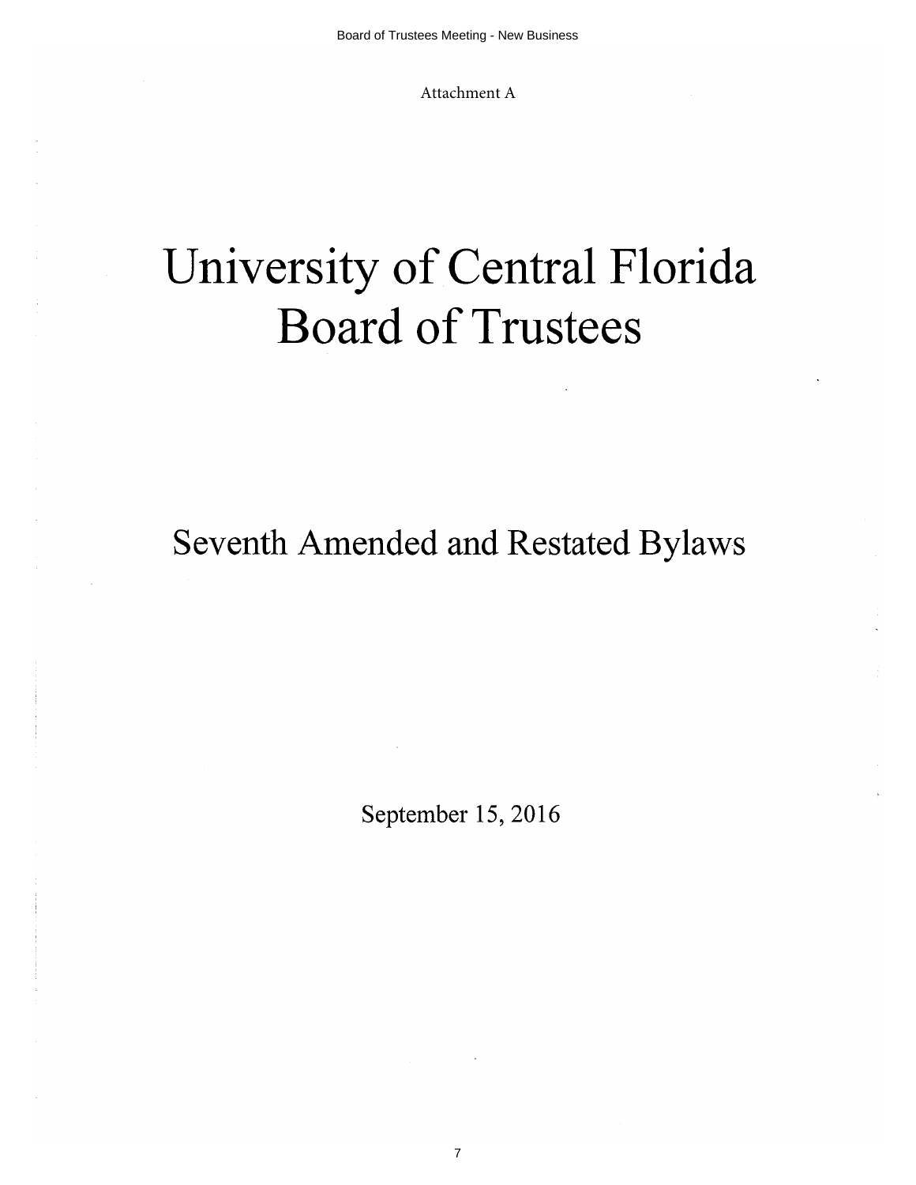Attachment A

# University of Central Florida Board of Trustees

## Seventh Amended and Restated Bylaws

September 15, 2016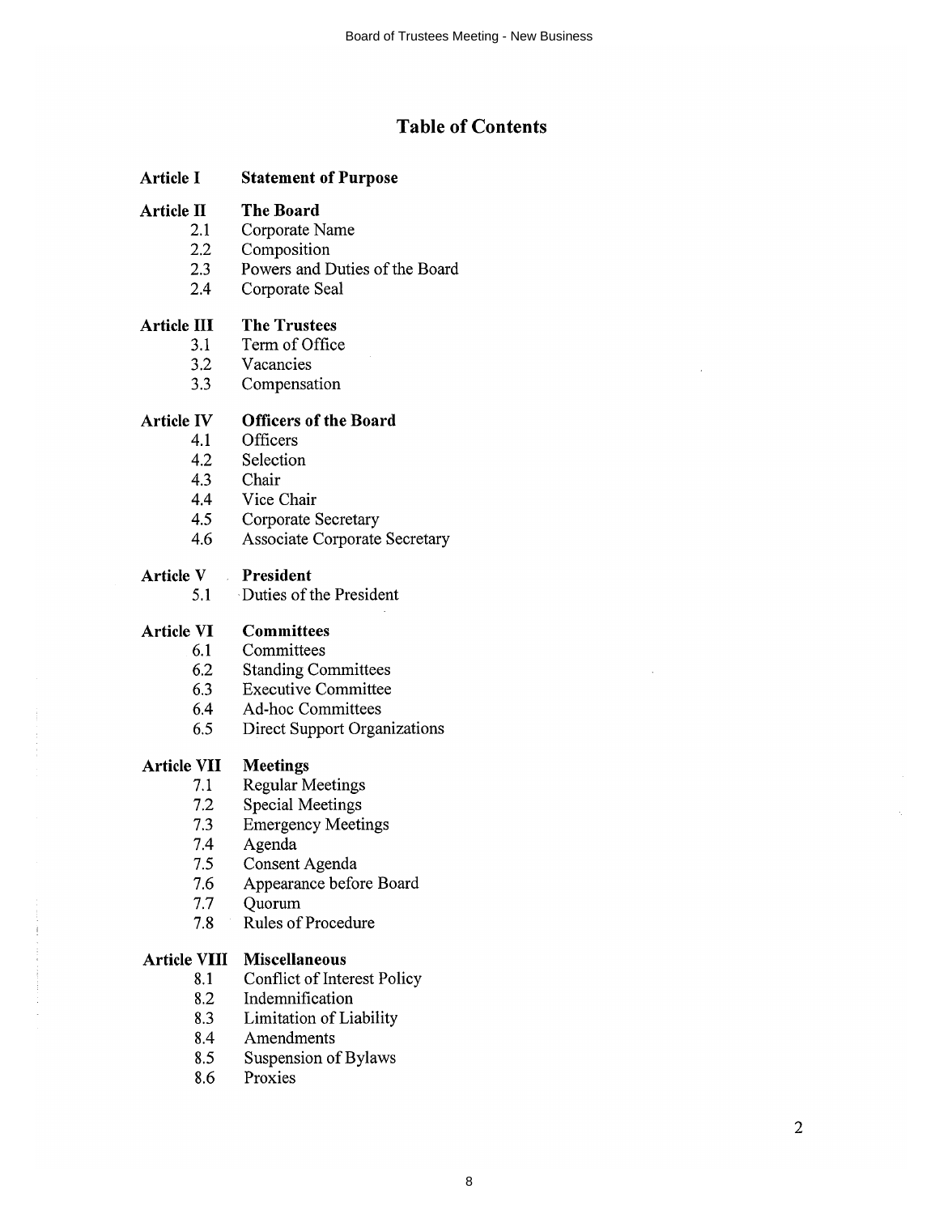# Table of Contents

**Article I** **Statement of Purpose**

**Article II** **The Board**
- 2.1 Corporate Name
- 2.2 Composition
- 2.3 Powers and Duties of the Board
- 2.4 Corporate Seal

**Article III** **The Trustees**
- 3.1 Term of Office
- 3.2 Vacancies
- 3.3 Compensation

**Article IV** **Officers of the Board**
- 4.1 Officers
- 4.2 Selection
- 4.3 Chair
- 4.4 Vice Chair
- 4.5 Corporate Secretary
- 4.6 Associate Corporate Secretary

**Article V** **President**
- 5.1 Duties of the President

**Article VI** **Committees**
- 6.1 Committees
- 6.2 Standing Committees
- 6.3 Executive Committee
- 6.4 Ad-hoc Committees
- 6.5 Direct Support Organizations

**Article VII** **Meetings**
- 7.1 Regular Meetings
- 7.2 Special Meetings
- 7.3 Emergency Meetings
- 7.4 Agenda
- 7.5 Consent Agenda
- 7.6 Appearance before Board
- 7.7 Quorum
- 7.8 Rules of Procedure

**Article VIII** **Miscellaneous**
- 8.1 Conflict of Interest Policy
- 8.2 Indemnification
- 8.3 Limitation of Liability
- 8.4 Amendments
- 8.5 Suspension of Bylaws
- 8.6 Proxies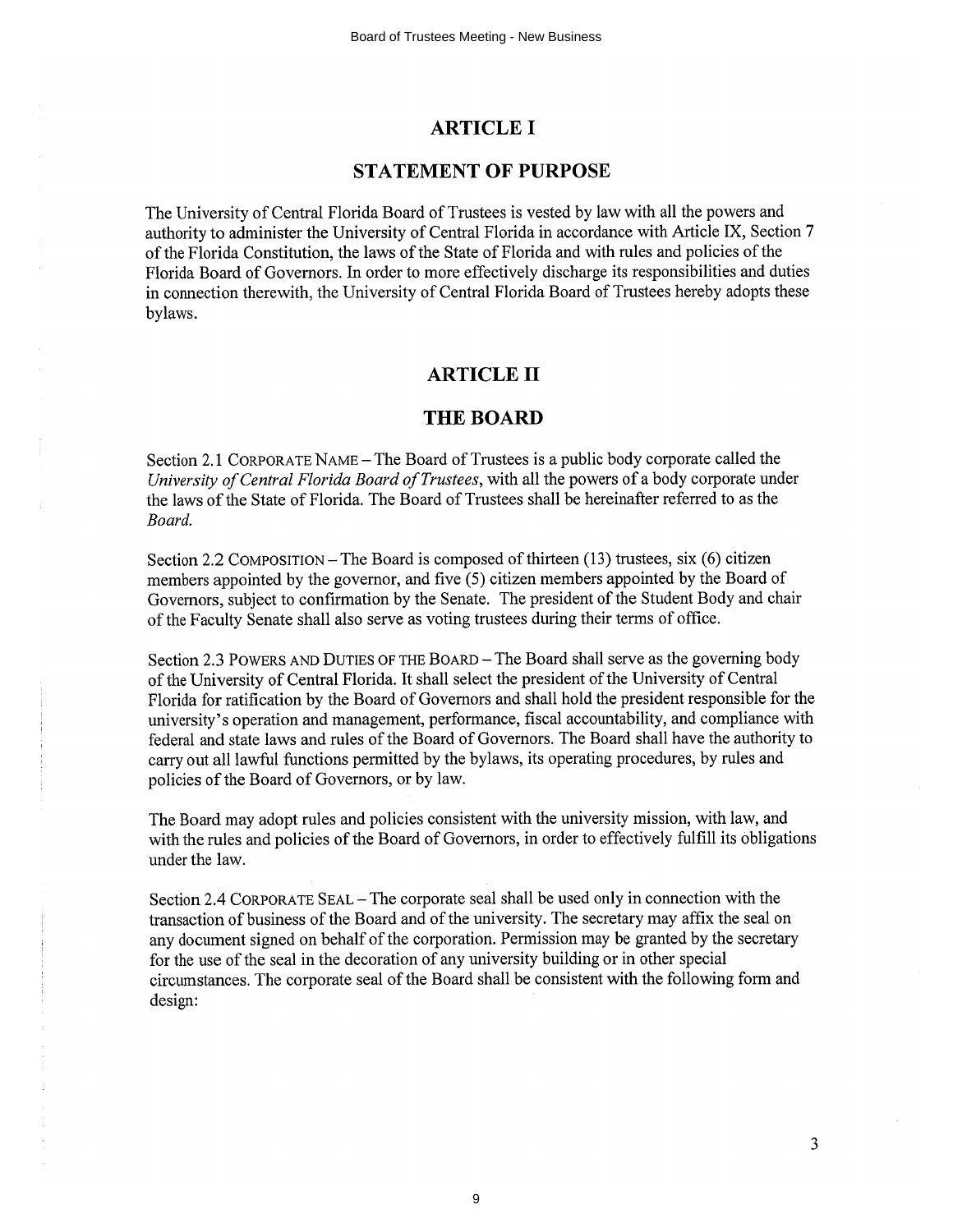# ARTICLE I

## STATEMENT OF PURPOSE

The University of Central Florida Board of Trustees is vested by law with all the powers and authority to administer the University of Central Florida in accordance with Article IX, Section 7 of the Florida Constitution, the laws of the State of Florida and with rules and policies of the Florida Board of Governors. In order to more effectively discharge its responsibilities and duties in connection therewith, the University of Central Florida Board of Trustees hereby adopts these bylaws.

# ARTICLE II

## THE BOARD

Section 2.1 CORPORATE NAME – The Board of Trustees is a public body corporate called the *University of Central Florida Board of Trustees*, with all the powers of a body corporate under the laws of the State of Florida. The Board of Trustees shall be hereinafter referred to as the *Board.*

Section 2.2 COMPOSITION – The Board is composed of thirteen (13) trustees, six (6) citizen members appointed by the governor, and five (5) citizen members appointed by the Board of Governors, subject to confirmation by the Senate. The president of the Student Body and chair of the Faculty Senate shall also serve as voting trustees during their terms of office.

Section 2.3 POWERS AND DUTIES OF THE BOARD – The Board shall serve as the governing body of the University of Central Florida. It shall select the president of the University of Central Florida for ratification by the Board of Governors and shall hold the president responsible for the university's operation and management, performance, fiscal accountability, and compliance with federal and state laws and rules of the Board of Governors. The Board shall have the authority to carry out all lawful functions permitted by the bylaws, its operating procedures, by rules and policies of the Board of Governors, or by law.

The Board may adopt rules and policies consistent with the university mission, with law, and with the rules and policies of the Board of Governors, in order to effectively fulfill its obligations under the law.

Section 2.4 CORPORATE SEAL – The corporate seal shall be used only in connection with the transaction of business of the Board and of the university. The secretary may affix the seal on any document signed on behalf of the corporation. Permission may be granted by the secretary for the use of the seal in the decoration of any university building or in other special circumstances. The corporate seal of the Board shall be consistent with the following form and design: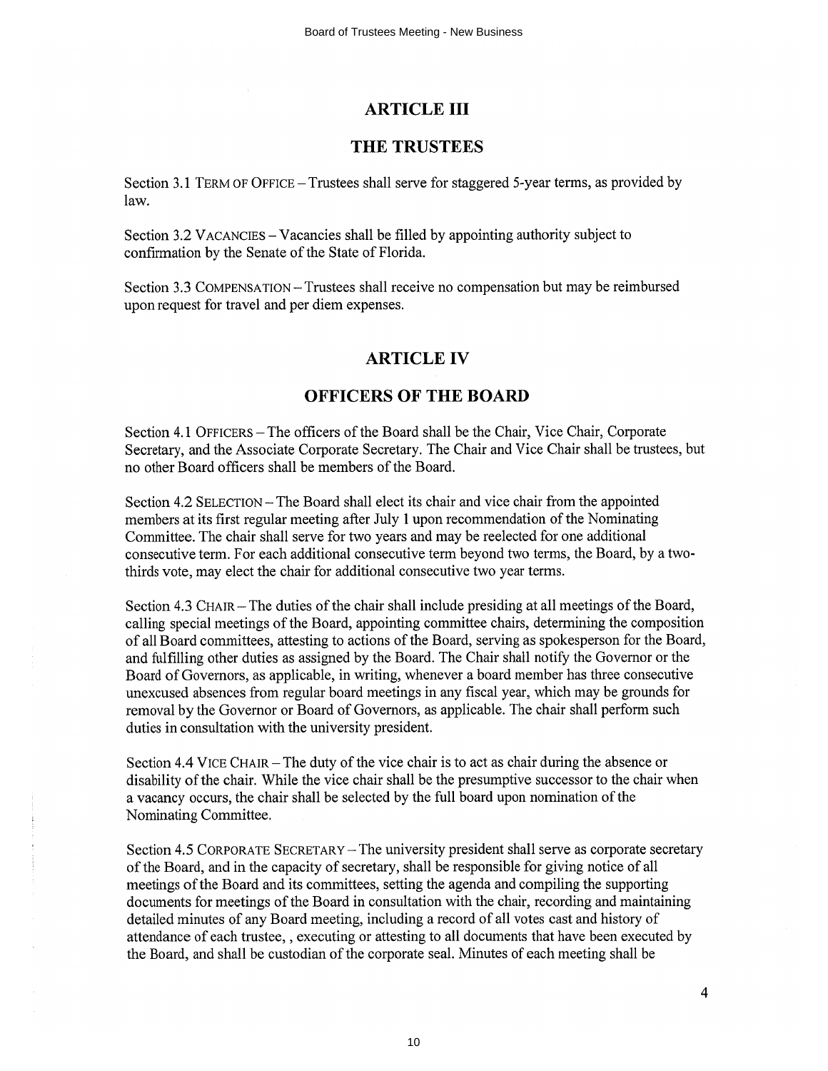# ARTICLE III

## THE TRUSTEES

Section 3.1 TERM OF OFFICE – Trustees shall serve for staggered 5-year terms, as provided by law.

Section 3.2 VACANCIES – Vacancies shall be filled by appointing authority subject to confirmation by the Senate of the State of Florida.

Section 3.3 COMPENSATION – Trustees shall receive no compensation but may be reimbursed upon request for travel and per diem expenses.

# ARTICLE IV

## OFFICERS OF THE BOARD

Section 4.1 OFFICERS – The officers of the Board shall be the Chair, Vice Chair, Corporate Secretary, and the Associate Corporate Secretary. The Chair and Vice Chair shall be trustees, but no other Board officers shall be members of the Board.

Section 4.2 SELECTION – The Board shall elect its chair and vice chair from the appointed members at its first regular meeting after July 1 upon recommendation of the Nominating Committee. The chair shall serve for two years and may be reelected for one additional consecutive term. For each additional consecutive term beyond two terms, the Board, by a two-thirds vote, may elect the chair for additional consecutive two year terms.

Section 4.3 CHAIR – The duties of the chair shall include presiding at all meetings of the Board, calling special meetings of the Board, appointing committee chairs, determining the composition of all Board committees, attesting to actions of the Board, serving as spokesperson for the Board, and fulfilling other duties as assigned by the Board. The Chair shall notify the Governor or the Board of Governors, as applicable, in writing, whenever a board member has three consecutive unexcused absences from regular board meetings in any fiscal year, which may be grounds for removal by the Governor or Board of Governors, as applicable. The chair shall perform such duties in consultation with the university president.

Section 4.4 VICE CHAIR – The duty of the vice chair is to act as chair during the absence or disability of the chair. While the vice chair shall be the presumptive successor to the chair when a vacancy occurs, the chair shall be selected by the full board upon nomination of the Nominating Committee.

Section 4.5 CORPORATE SECRETARY – The university president shall serve as corporate secretary of the Board, and in the capacity of secretary, shall be responsible for giving notice of all meetings of the Board and its committees, setting the agenda and compiling the supporting documents for meetings of the Board in consultation with the chair, recording and maintaining detailed minutes of any Board meeting, including a record of all votes cast and history of attendance of each trustee, , executing or attesting to all documents that have been executed by the Board, and shall be custodian of the corporate seal. Minutes of each meeting shall be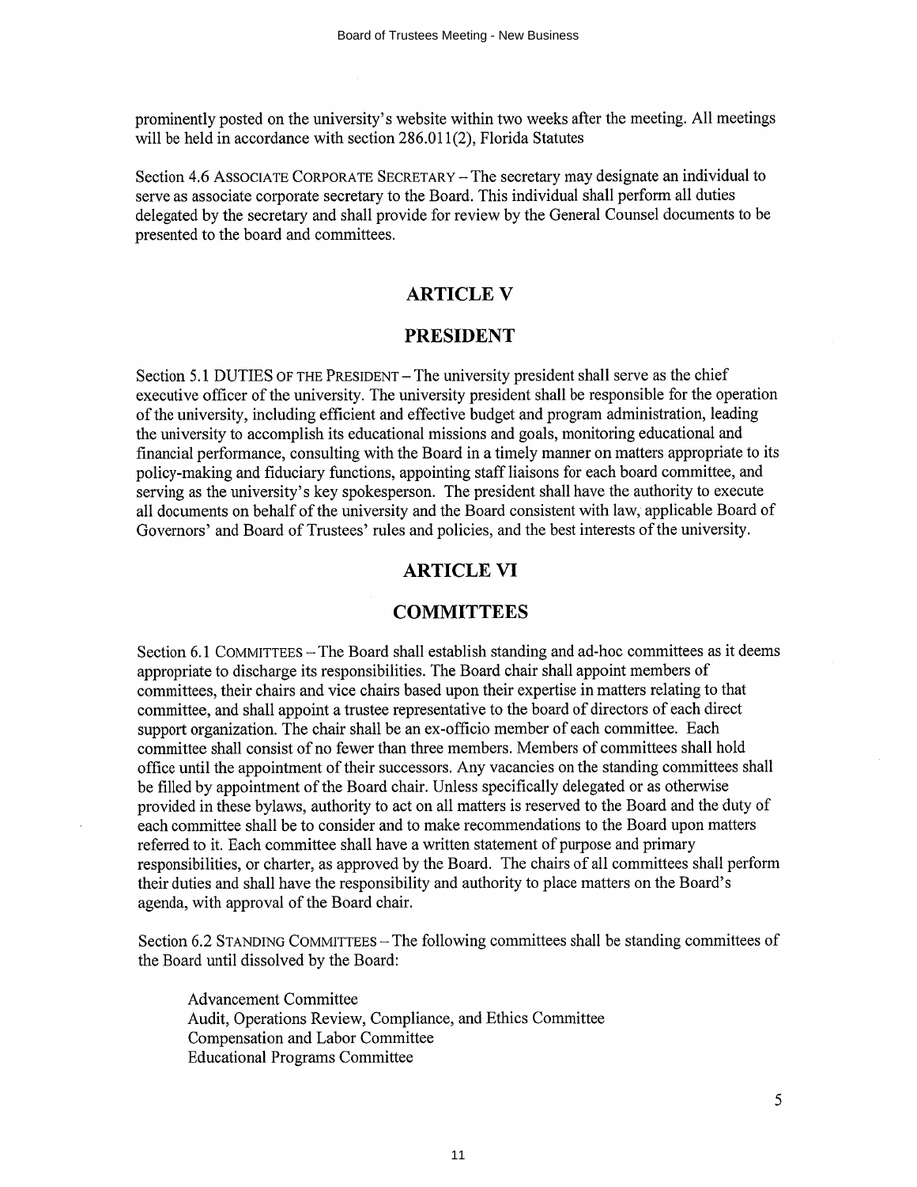prominently posted on the university's website within two weeks after the meeting. All meetings will be held in accordance with section 286.011(2), Florida Statutes

Section 4.6 ASSOCIATE CORPORATE SECRETARY – The secretary may designate an individual to serve as associate corporate secretary to the Board. This individual shall perform all duties delegated by the secretary and shall provide for review by the General Counsel documents to be presented to the board and committees.

## ARTICLE V

## PRESIDENT

Section 5.1 DUTIES OF THE PRESIDENT – The university president shall serve as the chief executive officer of the university. The university president shall be responsible for the operation of the university, including efficient and effective budget and program administration, leading the university to accomplish its educational missions and goals, monitoring educational and financial performance, consulting with the Board in a timely manner on matters appropriate to its policy-making and fiduciary functions, appointing staff liaisons for each board committee, and serving as the university's key spokesperson. The president shall have the authority to execute all documents on behalf of the university and the Board consistent with law, applicable Board of Governors' and Board of Trustees' rules and policies, and the best interests of the university.

## ARTICLE VI

## COMMITTEES

Section 6.1 COMMITTEES – The Board shall establish standing and ad-hoc committees as it deems appropriate to discharge its responsibilities. The Board chair shall appoint members of committees, their chairs and vice chairs based upon their expertise in matters relating to that committee, and shall appoint a trustee representative to the board of directors of each direct support organization. The chair shall be an ex-officio member of each committee. Each committee shall consist of no fewer than three members. Members of committees shall hold office until the appointment of their successors. Any vacancies on the standing committees shall be filled by appointment of the Board chair. Unless specifically delegated or as otherwise provided in these bylaws, authority to act on all matters is reserved to the Board and the duty of each committee shall be to consider and to make recommendations to the Board upon matters referred to it. Each committee shall have a written statement of purpose and primary responsibilities, or charter, as approved by the Board. The chairs of all committees shall perform their duties and shall have the responsibility and authority to place matters on the Board's agenda, with approval of the Board chair.

Section 6.2 STANDING COMMITTEES – The following committees shall be standing committees of the Board until dissolved by the Board:

Advancement Committee
Audit, Operations Review, Compliance, and Ethics Committee
Compensation and Labor Committee
Educational Programs Committee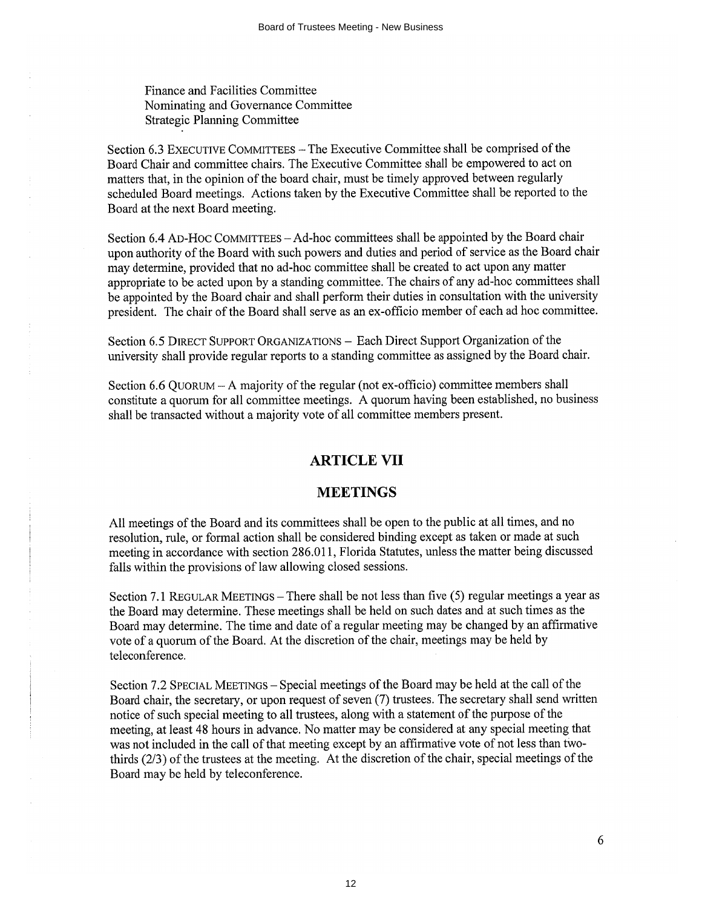Finance and Facilities Committee
Nominating and Governance Committee
Strategic Planning Committee

Section 6.3 EXECUTIVE COMMITTEES – The Executive Committee shall be comprised of the Board Chair and committee chairs. The Executive Committee shall be empowered to act on matters that, in the opinion of the board chair, must be timely approved between regularly scheduled Board meetings. Actions taken by the Executive Committee shall be reported to the Board at the next Board meeting.

Section 6.4 AD-HOC COMMITTEES – Ad-hoc committees shall be appointed by the Board chair upon authority of the Board with such powers and duties and period of service as the Board chair may determine, provided that no ad-hoc committee shall be created to act upon any matter appropriate to be acted upon by a standing committee. The chairs of any ad-hoc committees shall be appointed by the Board chair and shall perform their duties in consultation with the university president. The chair of the Board shall serve as an ex-officio member of each ad hoc committee.

Section 6.5 DIRECT SUPPORT ORGANIZATIONS – Each Direct Support Organization of the university shall provide regular reports to a standing committee as assigned by the Board chair.

Section 6.6 QUORUM – A majority of the regular (not ex-officio) committee members shall constitute a quorum for all committee meetings. A quorum having been established, no business shall be transacted without a majority vote of all committee members present.

## ARTICLE VII

## MEETINGS

All meetings of the Board and its committees shall be open to the public at all times, and no resolution, rule, or formal action shall be considered binding except as taken or made at such meeting in accordance with section 286.011, Florida Statutes, unless the matter being discussed falls within the provisions of law allowing closed sessions.

Section 7.1 REGULAR MEETINGS – There shall be not less than five (5) regular meetings a year as the Board may determine. These meetings shall be held on such dates and at such times as the Board may determine. The time and date of a regular meeting may be changed by an affirmative vote of a quorum of the Board. At the discretion of the chair, meetings may be held by teleconference.

Section 7.2 SPECIAL MEETINGS – Special meetings of the Board may be held at the call of the Board chair, the secretary, or upon request of seven (7) trustees. The secretary shall send written notice of such special meeting to all trustees, along with a statement of the purpose of the meeting, at least 48 hours in advance. No matter may be considered at any special meeting that was not included in the call of that meeting except by an affirmative vote of not less than two-thirds (2/3) of the trustees at the meeting. At the discretion of the chair, special meetings of the Board may be held by teleconference.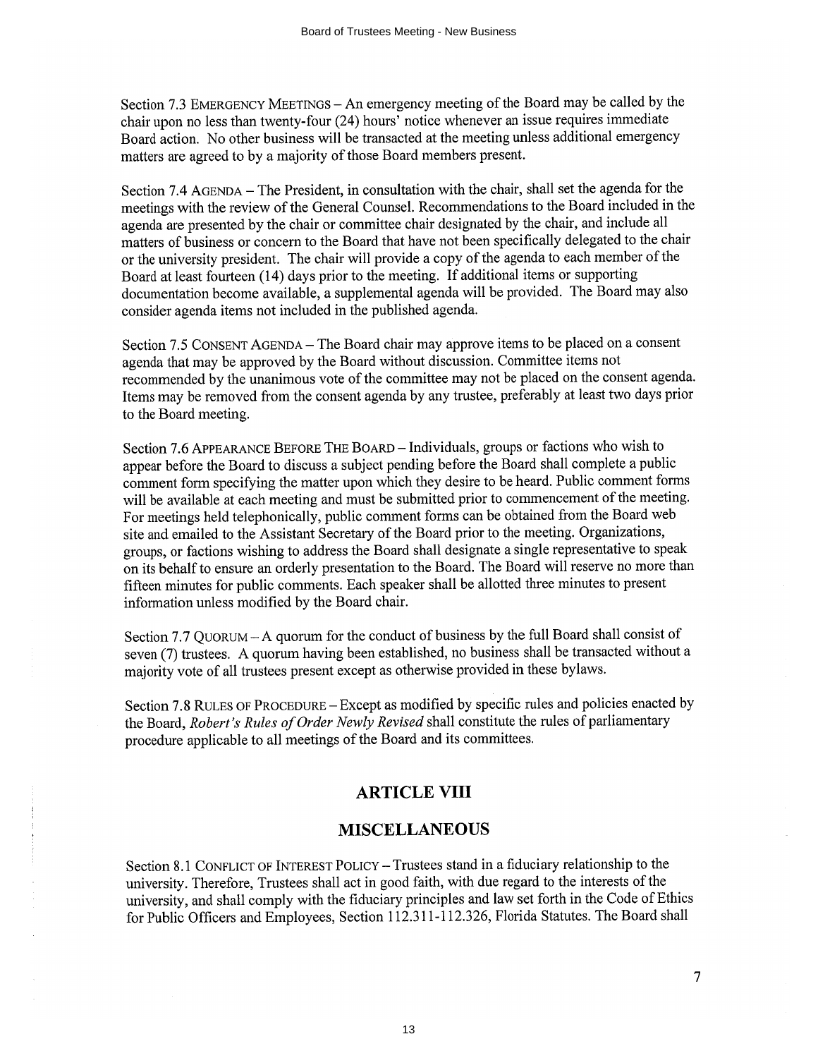Section 7.3 EMERGENCY MEETINGS – An emergency meeting of the Board may be called by the chair upon no less than twenty-four (24) hours' notice whenever an issue requires immediate Board action. No other business will be transacted at the meeting unless additional emergency matters are agreed to by a majority of those Board members present.

Section 7.4 AGENDA – The President, in consultation with the chair, shall set the agenda for the meetings with the review of the General Counsel. Recommendations to the Board included in the agenda are presented by the chair or committee chair designated by the chair, and include all matters of business or concern to the Board that have not been specifically delegated to the chair or the university president. The chair will provide a copy of the agenda to each member of the Board at least fourteen (14) days prior to the meeting. If additional items or supporting documentation become available, a supplemental agenda will be provided. The Board may also consider agenda items not included in the published agenda.

Section 7.5 CONSENT AGENDA – The Board chair may approve items to be placed on a consent agenda that may be approved by the Board without discussion. Committee items not recommended by the unanimous vote of the committee may not be placed on the consent agenda. Items may be removed from the consent agenda by any trustee, preferably at least two days prior to the Board meeting.

Section 7.6 APPEARANCE BEFORE THE BOARD – Individuals, groups or factions who wish to appear before the Board to discuss a subject pending before the Board shall complete a public comment form specifying the matter upon which they desire to be heard. Public comment forms will be available at each meeting and must be submitted prior to commencement of the meeting. For meetings held telephonically, public comment forms can be obtained from the Board web site and emailed to the Assistant Secretary of the Board prior to the meeting. Organizations, groups, or factions wishing to address the Board shall designate a single representative to speak on its behalf to ensure an orderly presentation to the Board. The Board will reserve no more than fifteen minutes for public comments. Each speaker shall be allotted three minutes to present information unless modified by the Board chair.

Section 7.7 QUORUM – A quorum for the conduct of business by the full Board shall consist of seven (7) trustees. A quorum having been established, no business shall be transacted without a majority vote of all trustees present except as otherwise provided in these bylaws.

Section 7.8 RULES OF PROCEDURE – Except as modified by specific rules and policies enacted by the Board, *Robert's Rules of Order Newly Revised* shall constitute the rules of parliamentary procedure applicable to all meetings of the Board and its committees.

## ARTICLE VIII

## MISCELLANEOUS

Section 8.1 CONFLICT OF INTEREST POLICY – Trustees stand in a fiduciary relationship to the university. Therefore, Trustees shall act in good faith, with due regard to the interests of the university, and shall comply with the fiduciary principles and law set forth in the Code of Ethics for Public Officers and Employees, Section 112.311-112.326, Florida Statutes. The Board shall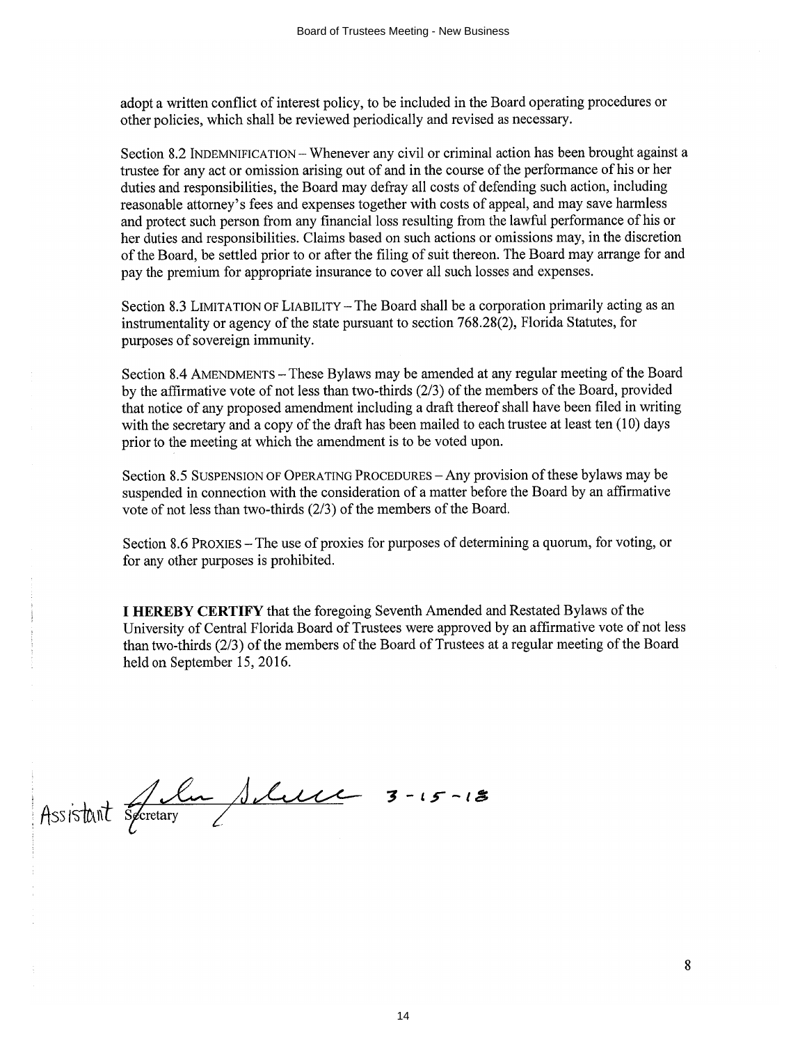adopt a written conflict of interest policy, to be included in the Board operating procedures or other policies, which shall be reviewed periodically and revised as necessary.

Section 8.2 INDEMNIFICATION – Whenever any civil or criminal action has been brought against a trustee for any act or omission arising out of and in the course of the performance of his or her duties and responsibilities, the Board may defray all costs of defending such action, including reasonable attorney's fees and expenses together with costs of appeal, and may save harmless and protect such person from any financial loss resulting from the lawful performance of his or her duties and responsibilities. Claims based on such actions or omissions may, in the discretion of the Board, be settled prior to or after the filing of suit thereon. The Board may arrange for and pay the premium for appropriate insurance to cover all such losses and expenses.

Section 8.3 LIMITATION OF LIABILITY – The Board shall be a corporation primarily acting as an instrumentality or agency of the state pursuant to section 768.28(2), Florida Statutes, for purposes of sovereign immunity.

Section 8.4 AMENDMENTS – These Bylaws may be amended at any regular meeting of the Board by the affirmative vote of not less than two-thirds (2/3) of the members of the Board, provided that notice of any proposed amendment including a draft thereof shall have been filed in writing with the secretary and a copy of the draft has been mailed to each trustee at least ten (10) days prior to the meeting at which the amendment is to be voted upon.

Section 8.5 SUSPENSION OF OPERATING PROCEDURES – Any provision of these bylaws may be suspended in connection with the consideration of a matter before the Board by an affirmative vote of not less than two-thirds (2/3) of the members of the Board.

Section 8.6 PROXIES – The use of proxies for purposes of determining a quorum, for voting, or for any other purposes is prohibited.

**I HEREBY CERTIFY** that the foregoing Seventh Amended and Restated Bylaws of the University of Central Florida Board of Trustees were approved by an affirmative vote of not less than two-thirds (2/3) of the members of the Board of Trustees at a regular meeting of the Board held on September 15, 2016.

Assistant Secretary 3-15-18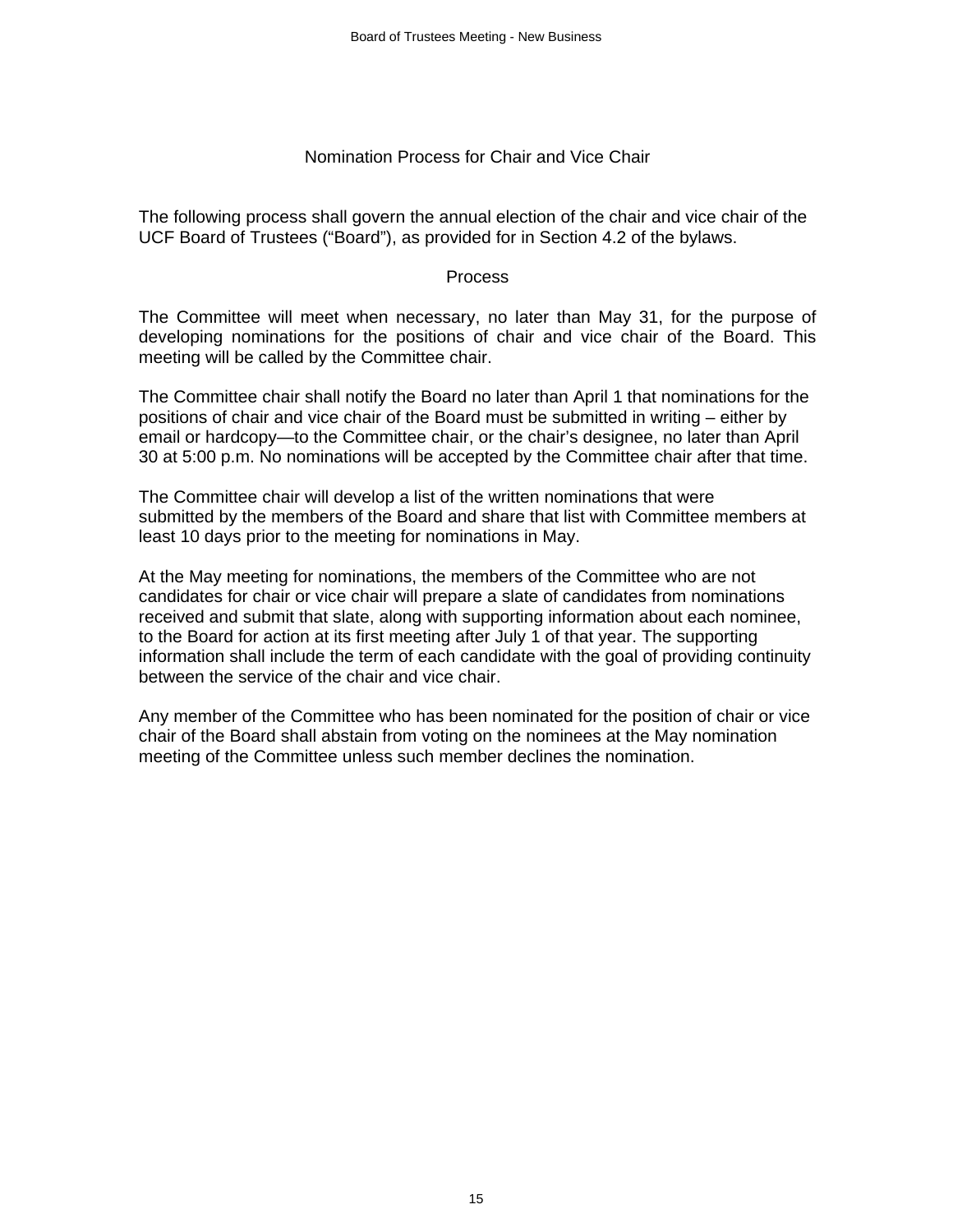# Nomination Process for Chair and Vice Chair

The following process shall govern the annual election of the chair and vice chair of the UCF Board of Trustees ("Board"), as provided for in Section 4.2 of the bylaws.

## Process

The Committee will meet when necessary, no later than May 31, for the purpose of developing nominations for the positions of chair and vice chair of the Board. This meeting will be called by the Committee chair.

The Committee chair shall notify the Board no later than April 1 that nominations for the positions of chair and vice chair of the Board must be submitted in writing – either by email or hardcopy—to the Committee chair, or the chair's designee, no later than April 30 at 5:00 p.m. No nominations will be accepted by the Committee chair after that time.

The Committee chair will develop a list of the written nominations that were submitted by the members of the Board and share that list with Committee members at least 10 days prior to the meeting for nominations in May.

At the May meeting for nominations, the members of the Committee who are not candidates for chair or vice chair will prepare a slate of candidates from nominations received and submit that slate, along with supporting information about each nominee, to the Board for action at its first meeting after July 1 of that year. The supporting information shall include the term of each candidate with the goal of providing continuity between the service of the chair and vice chair.

Any member of the Committee who has been nominated for the position of chair or vice chair of the Board shall abstain from voting on the nominees at the May nomination meeting of the Committee unless such member declines the nomination.